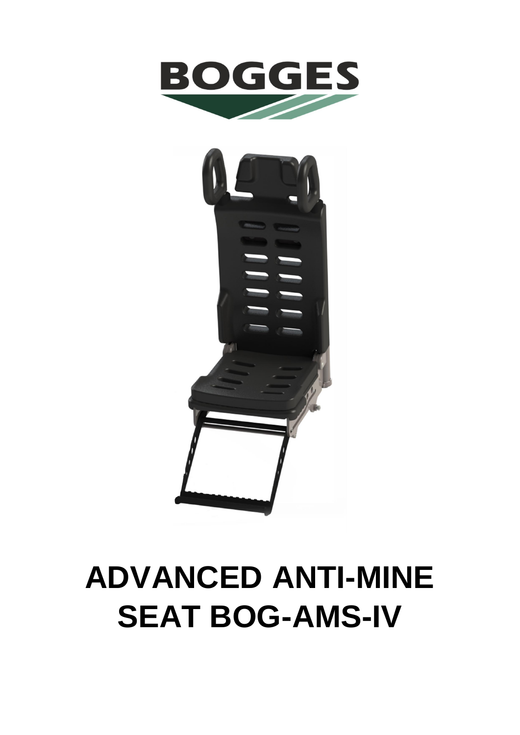BOGGES

# ADVANCED ANTI-MINE SEAT BOG-AMS-IV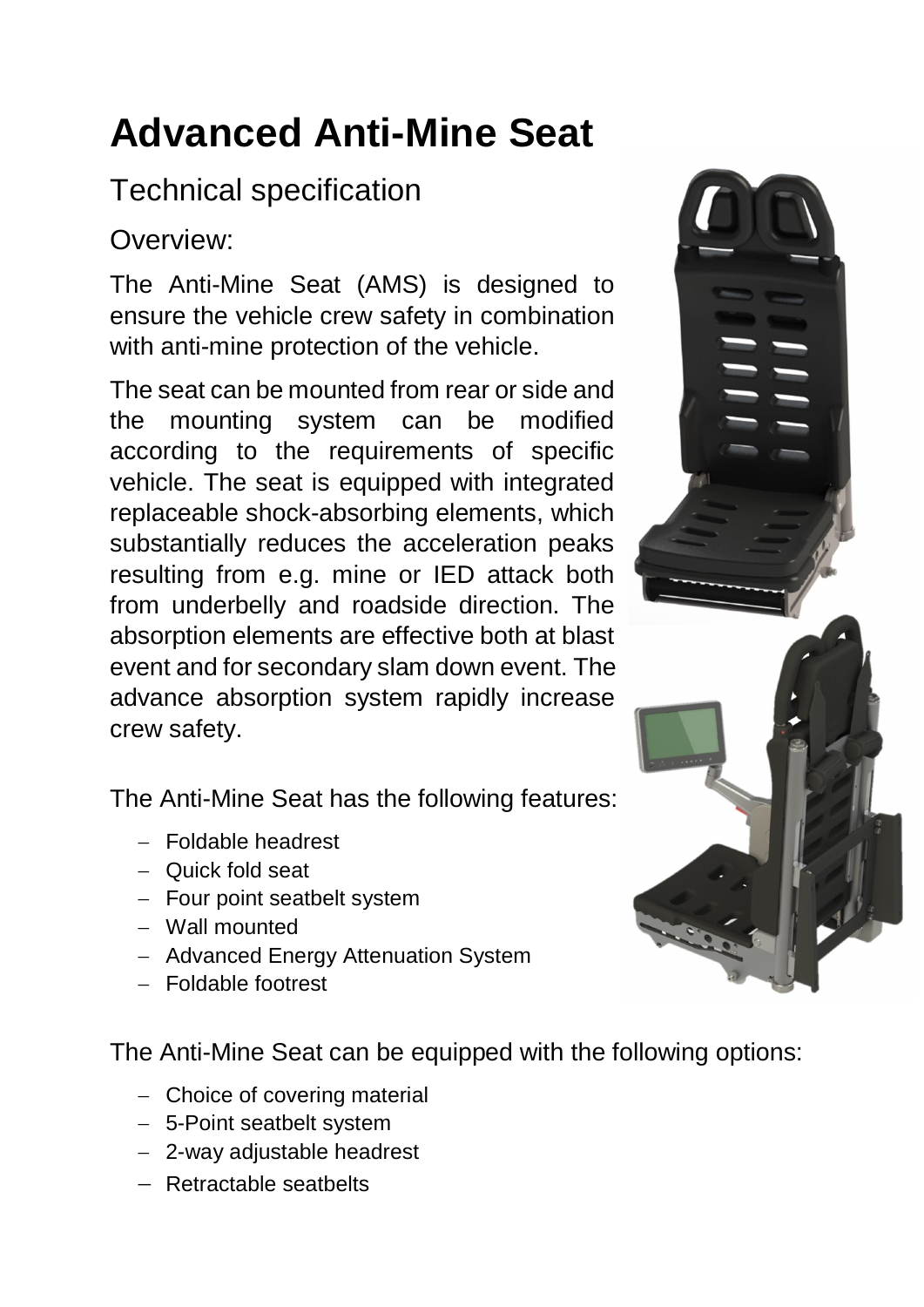# Advanced Anti-Mine Seat

## Technical specification

### Overview:

The Anti-Mine Seat (AMS) is designed to ensure the vehicle crew safety in combination with anti-mine protection of the vehicle.

The seat can be mounted from rear or side and the mounting system can be modified according to the requirements of specific vehicle. The seat is equipped with integrated replaceable shock-absorbing elements, which substantially reduces the acceleration peaks resulting from e.g. mine or IED attack both from underbelly and roadside direction. The absorption elements are effective both at blast event and for secondary slam down event. The advance absorption system rapidly increase crew safety.

The Anti-Mine Seat has the following features:

- Foldable headrest
- Quick fold seat
- Four point seatbelt system
- Wall mounted
- Advanced Energy Attenuation System
- Foldable footrest

The Anti-Mine Seat can be equipped with the following options:

- Choice of covering material
- 5-Point seatbelt system
- 2-way adjustable headrest
- Retractable seatbelts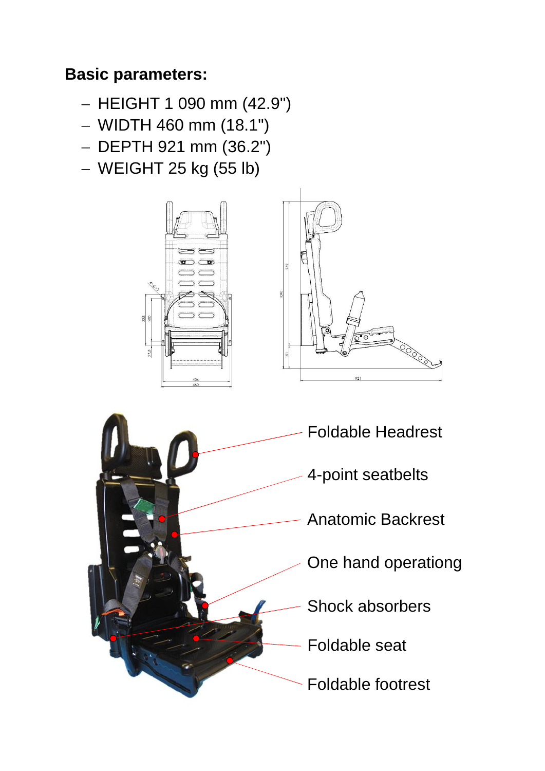**Basic parameters:**

- HEIGHT 1 090 mm (42.9")
- WIDTH 460 mm (18.1")
- DEPTH 921 mm (36.2")
- WEIGHT 25 kg (55 lb)

Foldable Headrest

4-point seatbelts

Anatomic Backrest

One hand operationg

Shock absorbers

Foldable seat

Foldable footrest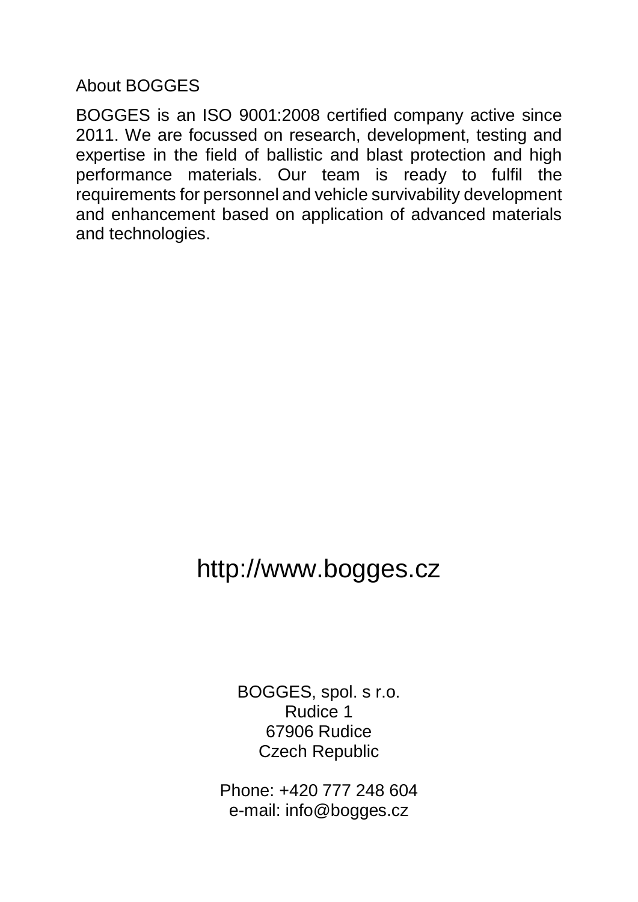## About BOGGES

BOGGES is an ISO 9001:2008 certified company active since 2011. We are focussed on research, development, testing and expertise in the field of ballistic and blast protection and high performance materials. Our team is ready to fulfil the requirements for personnel and vehicle survivability development and enhancement based on application of advanced materials and technologies.

http://www.bogges.cz

BOGGES, spol. s r.o.
Rudice 1
67906 Rudice
Czech Republic

Phone: +420 777 248 604
e-mail: info@bogges.cz